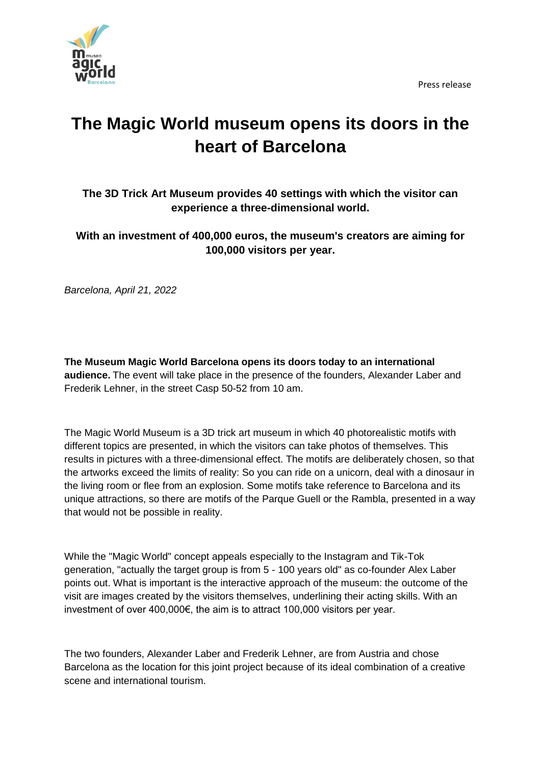Press release

# The Magic World museum opens its doors in the heart of Barcelona

**The 3D Trick Art Museum provides 40 settings with which the visitor can experience a three-dimensional world.**

**With an investment of 400,000 euros, the museum's creators are aiming for 100,000 visitors per year.**

*Barcelona, April 21, 2022*

**The Museum Magic World Barcelona opens its doors today to an international audience.** The event will take place in the presence of the founders, Alexander Laber and Frederik Lehner, in the street Casp 50-52 from 10 am.

The Magic World Museum is a 3D trick art museum in which 40 photorealistic motifs with different topics are presented, in which the visitors can take photos of themselves. This results in pictures with a three-dimensional effect. The motifs are deliberately chosen, so that the artworks exceed the limits of reality: So you can ride on a unicorn, deal with a dinosaur in the living room or flee from an explosion. Some motifs take reference to Barcelona and its unique attractions, so there are motifs of the Parque Guell or the Rambla, presented in a way that would not be possible in reality.

While the "Magic World" concept appeals especially to the Instagram and Tik-Tok generation, "actually the target group is from 5 - 100 years old" as co-founder Alex Laber points out. What is important is the interactive approach of the museum: the outcome of the visit are images created by the visitors themselves, underlining their acting skills. With an investment of over 400,000€, the aim is to attract 100,000 visitors per year.

The two founders, Alexander Laber and Frederik Lehner, are from Austria and chose Barcelona as the location for this joint project because of its ideal combination of a creative scene and international tourism.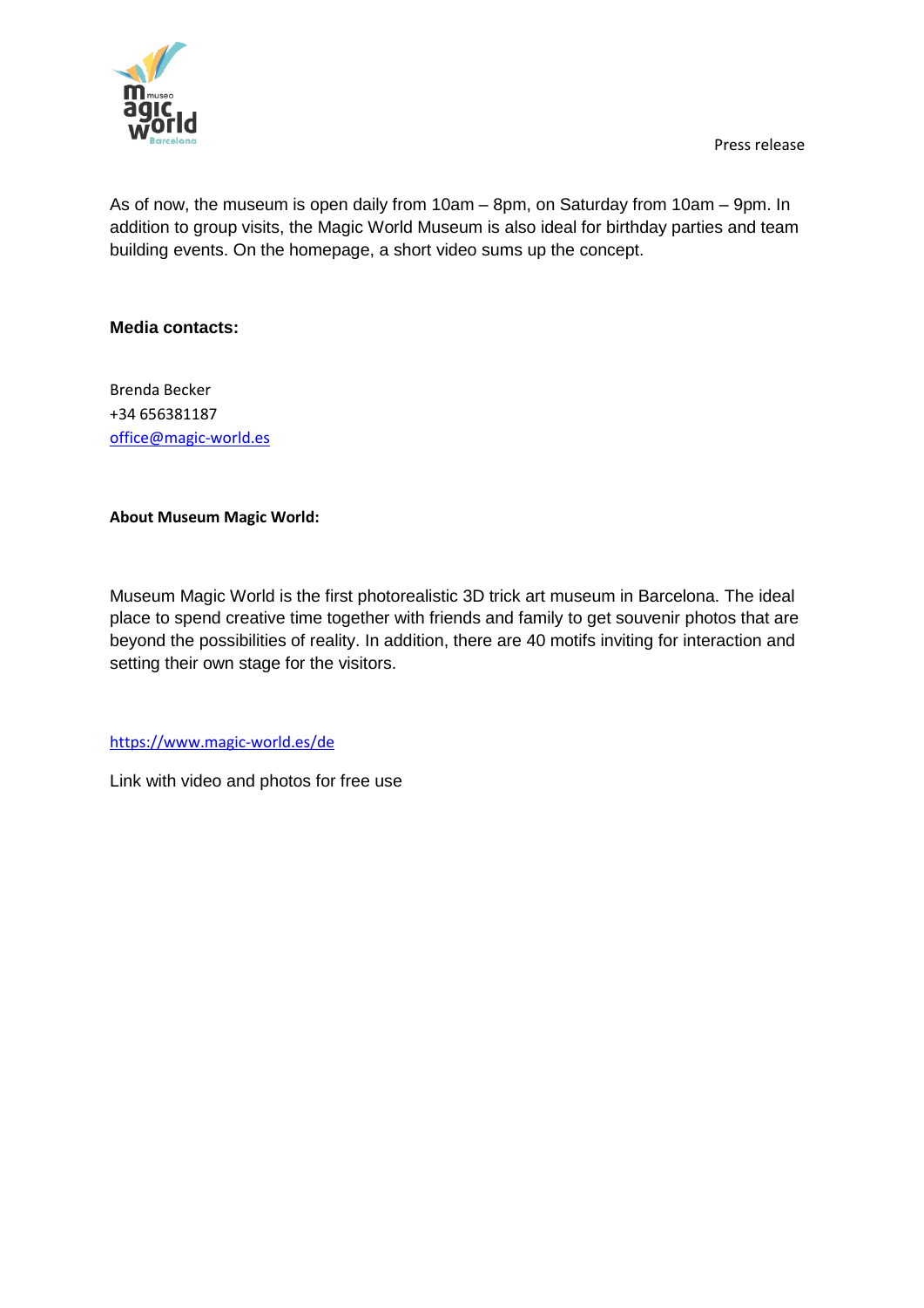As of now, the museum is open daily from 10am – 8pm, on Saturday from 10am – 9pm. In addition to group visits, the Magic World Museum is also ideal for birthday parties and team building events. On the homepage, a short video sums up the concept.

**Media contacts:**

Brenda Becker
+34 656381187
office@magic-world.es

**About Museum Magic World:**

Museum Magic World is the first photorealistic 3D trick art museum in Barcelona. The ideal place to spend creative time together with friends and family to get souvenir photos that are beyond the possibilities of reality. In addition, there are 40 motifs inviting for interaction and setting their own stage for the visitors.

https://www.magic-world.es/de

Link with video and photos for free use